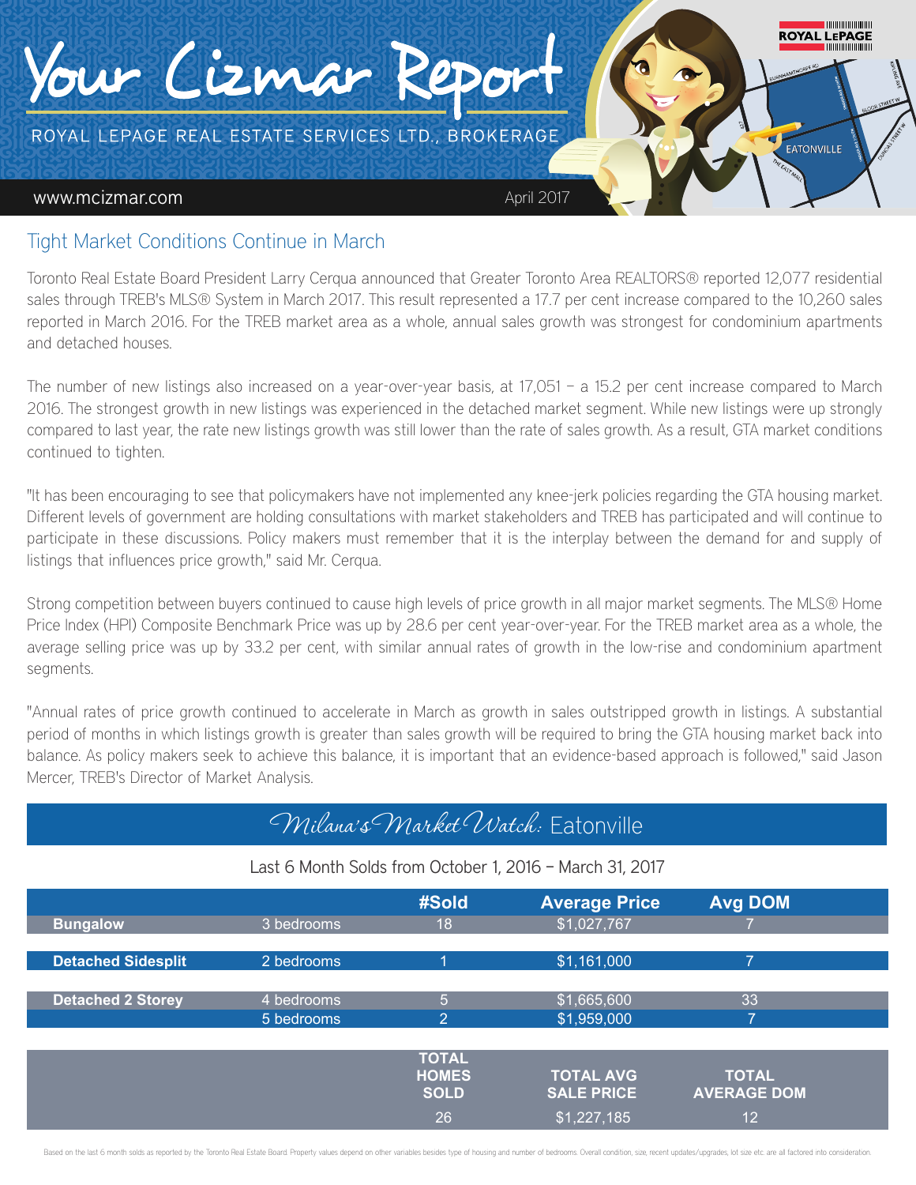# Your Cizmar Report

ROYAL LEPAGE REAL ESTATE SERVICES LTD., BROKERAGE

www.mcizmar.com

April 2017

## Tight Market Conditions Continue in March

Toronto Real Estate Board President Larry Cerqua announced that Greater Toronto Area REALTORS® reported 12,077 residential sales through TREB's MLS® System in March 2017. This result represented a 17.7 per cent increase compared to the 10,260 sales reported in March 2016. For the TREB market area as a whole, annual sales growth was strongest for condominium apartments and detached houses.

The number of new listings also increased on a year-over-year basis, at 17,051 – a 15.2 per cent increase compared to March 2016. The strongest growth in new listings was experienced in the detached market segment. While new listings were up strongly compared to last year, the rate new listings growth was still lower than the rate of sales growth. As a result, GTA market conditions continued to tighten.

"It has been encouraging to see that policymakers have not implemented any knee-jerk policies regarding the GTA housing market. Different levels of government are holding consultations with market stakeholders and TREB has participated and will continue to participate in these discussions. Policy makers must remember that it is the interplay between the demand for and supply of listings that influences price growth," said Mr. Cerqua.

Strong competition between buyers continued to cause high levels of price growth in all major market segments. The MLS® Home Price Index (HPI) Composite Benchmark Price was up by 28.6 per cent year-over-year. For the TREB market area as a whole, the average selling price was up by 33.2 per cent, with similar annual rates of growth in the low-rise and condominium apartment segments.

"Annual rates of price growth continued to accelerate in March as growth in sales outstripped growth in listings. A substantial period of months in which listings growth is greater than sales growth will be required to bring the GTA housing market back into balance. As policy makers seek to achieve this balance, it is important that an evidence-based approach is followed," said Jason Mercer, TREB's Director of Market Analysis.

## *Milana's Market Watch:* Eatonville

Last 6 Month Solds from October 1, 2016 – March 31, 2017

| | | #Sold | Average Price | Avg DOM |
|---|---|---|---|---|
| **Bungalow** | 3 bedrooms | 18 | $1,027,767 | 7 |
| **Detached Sidesplit** | 2 bedrooms | 1 | $1,161,000 | 7 |
| **Detached 2 Storey** | 4 bedrooms | 5 | $1,665,600 | 33 |
| | 5 bedrooms | 2 | $1,959,000 | 7 |
| | | **TOTAL HOMES SOLD** | **TOTAL AVG SALE PRICE** | **TOTAL AVERAGE DOM** |
| | | 26 | $1,227,185 | 12 |

Based on the last 6 month solds as reported by the Toronto Real Estate Board. Property values depend on other variables besides type of housing and number of bedrooms. Overall condition, size, recent updates/upgrades, lot size etc. are all factored into consideration.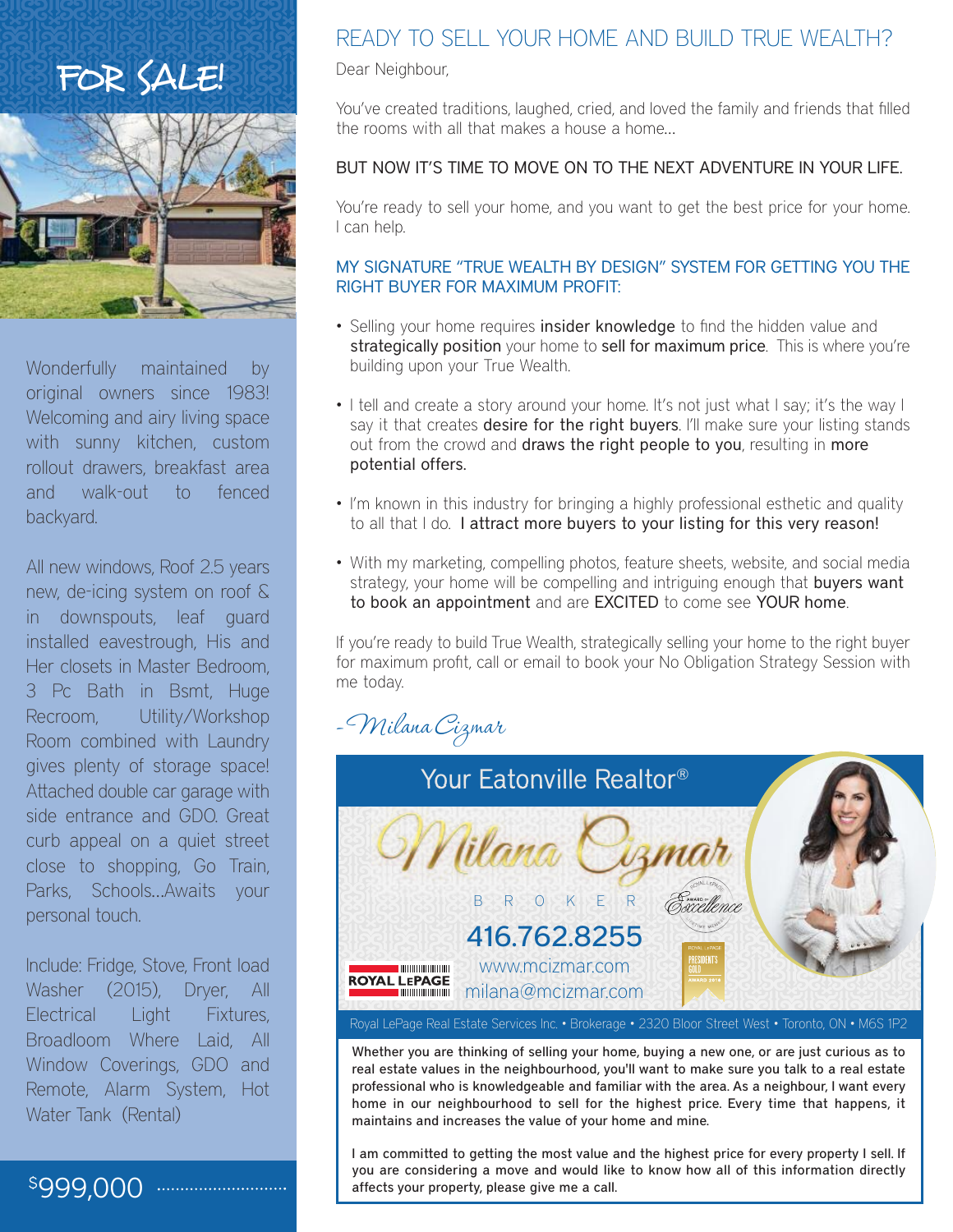# FOR SALE!

Wonderfully maintained by original owners since 1983! Welcoming and airy living space with sunny kitchen, custom rollout drawers, breakfast area and walk-out to fenced backyard.

All new windows, Roof 2.5 years new, de-icing system on roof & in downspouts, leaf guard installed eavestrough, His and Her closets in Master Bedroom, 3 Pc Bath in Bsmt, Huge Recroom, Utility/Workshop Room combined with Laundry gives plenty of storage space! Attached double car garage with side entrance and GDO. Great curb appeal on a quiet street close to shopping, Go Train, Parks, Schools...Awaits your personal touch.

Include: Fridge, Stove, Front load Washer (2015), Dryer, All Electrical Light Fixtures, Broadloom Where Laid, All Window Coverings, GDO and Remote, Alarm System, Hot Water Tank (Rental)

**$999,000**

## READY TO SELL YOUR HOME AND BUILD TRUE WEALTH?

Dear Neighbour,

You've created traditions, laughed, cried, and loved the family and friends that filled the rooms with all that makes a house a home...

BUT NOW IT'S TIME TO MOVE ON TO THE NEXT ADVENTURE IN YOUR LIFE.

You're ready to sell your home, and you want to get the best price for your home. I can help.

### MY SIGNATURE "TRUE WEALTH BY DESIGN" SYSTEM FOR GETTING YOU THE RIGHT BUYER FOR MAXIMUM PROFIT:

- Selling your home requires **insider knowledge** to find the hidden value and **strategically position** your home to **sell for maximum price**. This is where you're building upon your True Wealth.
- I tell and create a story around your home. It's not just what I say; it's the way I say it that creates **desire for the right buyers**. I'll make sure your listing stands out from the crowd and **draws the right people to you**, resulting in **more potential offers.**
- I'm known in this industry for bringing a highly professional esthetic and quality to all that I do. **I attract more buyers to your listing for this very reason!**
- With my marketing, compelling photos, feature sheets, website, and social media strategy, your home will be compelling and intriguing enough that **buyers want to book an appointment** and are **EXCITED** to come see **YOUR home**.

If you're ready to build True Wealth, strategically selling your home to the right buyer for maximum profit, call or email to book your No Obligation Strategy Session with me today.

*-Milana Cizmar*

Your Eatonville Realtor®

*Milana Cizmar*

BROKER

Award of Excellence

**416.762.8255**

www.mcizmar.com

milana@mcizmar.com

ROYAL LEPAGE

Royal LePage President's Gold Award 2016

Royal LePage Real Estate Services Inc. • Brokerage • 2320 Bloor Street West • Toronto, ON • M6S 1P2

Whether you are thinking of selling your home, buying a new one, or are just curious as to real estate values in the neighbourhood, you'll want to make sure you talk to a real estate professional who is knowledgeable and familiar with the area. As a neighbour, I want every home in our neighbourhood to sell for the highest price. Every time that happens, it maintains and increases the value of your home and mine.

I am committed to getting the most value and the highest price for every property I sell. If you are considering a move and would like to know how all of this information directly affects your property, please give me a call.